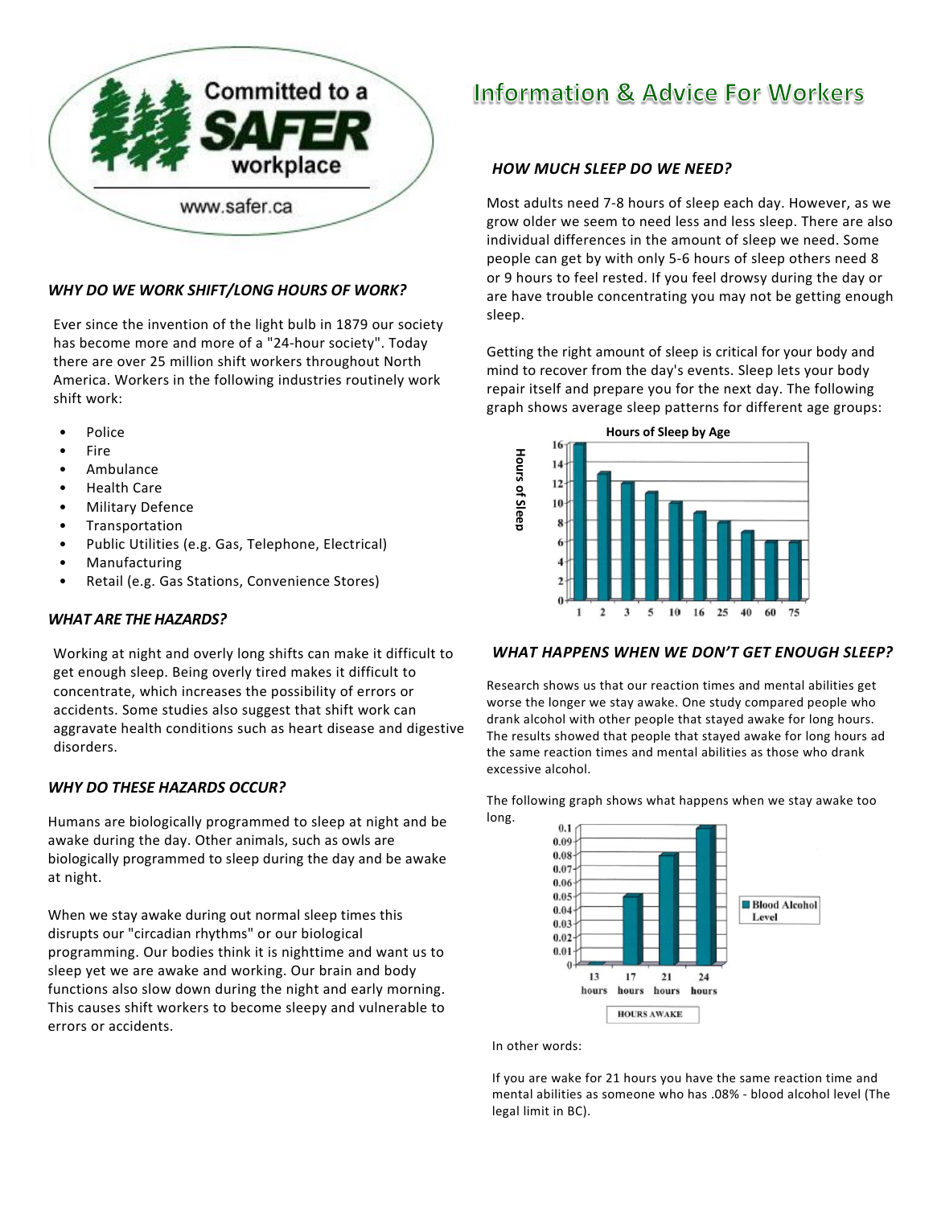Committed to a **SAFER** workplace

www.safer.ca

# Information & Advice For Workers

### *WHY DO WE WORK SHIFT/LONG HOURS OF WORK?*

Ever since the invention of the light bulb in 1879 our society has become more and more of a "24-hour society". Today there are over 25 million shift workers throughout North America. Workers in the following industries routinely work shift work:

- Police
- Fire
- Ambulance
- Health Care
- Military Defence
- Transportation
- Public Utilities (e.g. Gas, Telephone, Electrical)
- Manufacturing
- Retail (e.g. Gas Stations, Convenience Stores)

### *WHAT ARE THE HAZARDS?*

Working at night and overly long shifts can make it difficult to get enough sleep. Being overly tired makes it difficult to concentrate, which increases the possibility of errors or accidents. Some studies also suggest that shift work can aggravate health conditions such as heart disease and digestive disorders.

### *WHY DO THESE HAZARDS OCCUR?*

Humans are biologically programmed to sleep at night and be awake during the day. Other animals, such as owls are biologically programmed to sleep during the day and be awake at night.

When we stay awake during out normal sleep times this disrupts our "circadian rhythms" or our biological programming. Our bodies think it is nighttime and want us to sleep yet we are awake and working. Our brain and body functions also slow down during the night and early morning. This causes shift workers to become sleepy and vulnerable to errors or accidents.

### *HOW MUCH SLEEP DO WE NEED?*

Most adults need 7-8 hours of sleep each day. However, as we grow older we seem to need less and less sleep. There are also individual differences in the amount of sleep we need. Some people can get by with only 5-6 hours of sleep others need 8 or 9 hours to feel rested. If you feel drowsy during the day or are have trouble concentrating you may not be getting enough sleep.

Getting the right amount of sleep is critical for your body and mind to recover from the day's events. Sleep lets your body repair itself and prepare you for the next day. The following graph shows average sleep patterns for different age groups:

**Hours of Sleep by Age**

| Age | 1 | 2 | 3 | 5 | 10 | 16 | 25 | 40 | 60 | 75 |
|---|---|---|---|---|---|---|---|---|---|---|
| Hours of Sleep | 16 | 13 | 12 | 11 | 10 | 9 | 8 | 7 | 6 | 6 |

### *WHAT HAPPENS WHEN WE DON'T GET ENOUGH SLEEP?*

Research shows us that our reaction times and mental abilities get worse the longer we stay awake. One study compared people who drank alcohol with other people that stayed awake for long hours. The results showed that people that stayed awake for long hours ad the same reaction times and mental abilities as those who drank excessive alcohol.

The following graph shows what happens when we stay awake too long.

| HOURS AWAKE | 13 hours | 17 hours | 21 hours | 24 hours |
|---|---|---|---|---|
| Blood Alcohol Level | 0 | 0.05 | 0.08 | 0.1 |

In other words:

If you are wake for 21 hours you have the same reaction time and mental abilities as someone who has .08% - blood alcohol level (The legal limit in BC).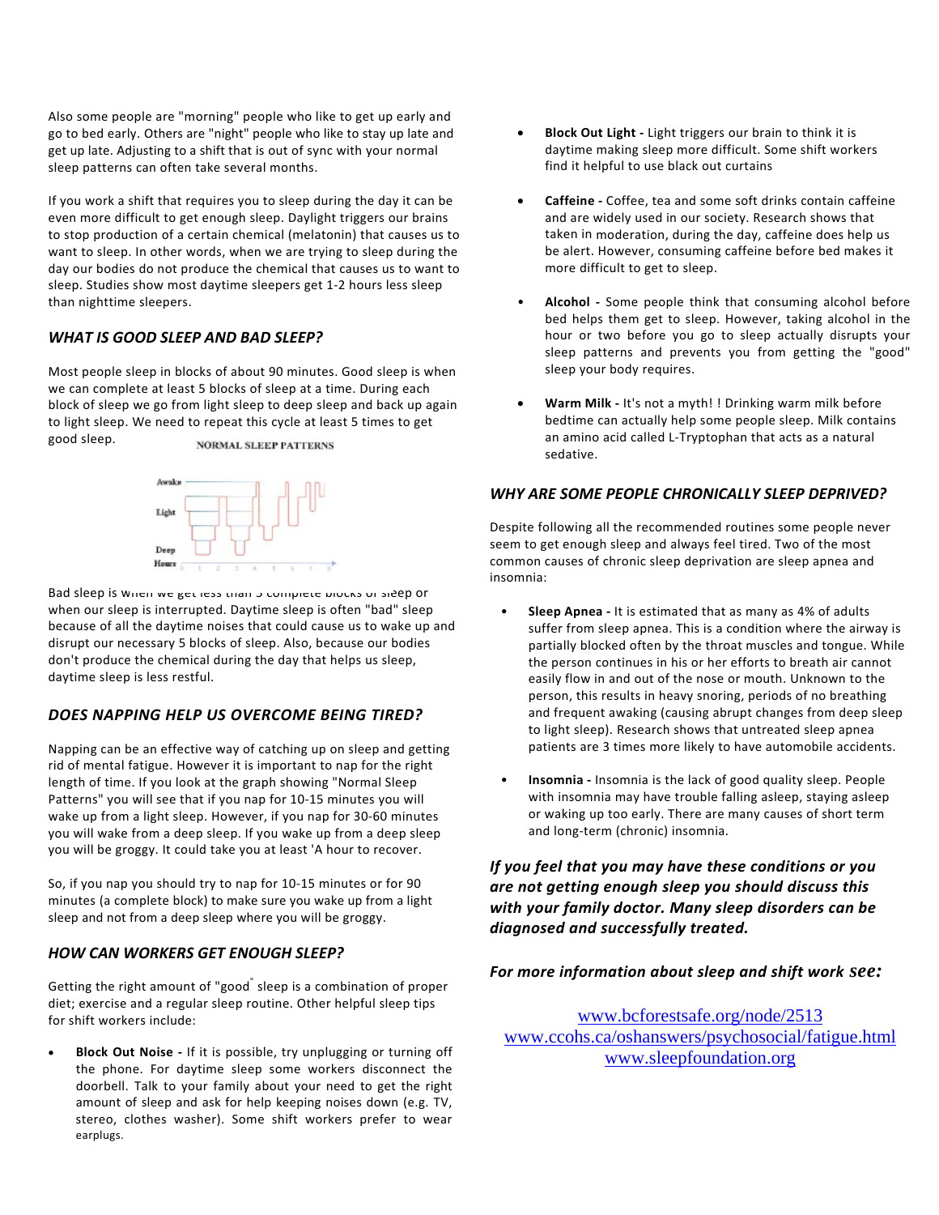Also some people are "morning" people who like to get up early and go to bed early. Others are "night" people who like to stay up late and get up late. Adjusting to a shift that is out of sync with your normal sleep patterns can often take several months.

If you work a shift that requires you to sleep during the day it can be even more difficult to get enough sleep. Daylight triggers our brains to stop production of a certain chemical (melatonin) that causes us to want to sleep. In other words, when we are trying to sleep during the day our bodies do not produce the chemical that causes us to want to sleep. Studies show most daytime sleepers get 1-2 hours less sleep than nighttime sleepers.

### WHAT IS GOOD SLEEP AND BAD SLEEP?

Most people sleep in blocks of about 90 minutes. Good sleep is when we can complete at least 5 blocks of sleep at a time. During each block of sleep we go from light sleep to deep sleep and back up again to light sleep. We need to repeat this cycle at least 5 times to get good sleep.

NORMAL SLEEP PATTERNS

Awake
Light
Deep
Hours
0 1 2 3 4 5 6 7 8

Bad sleep is when we get less than 5 complete blocks of sleep or when our sleep is interrupted. Daytime sleep is often "bad" sleep because of all the daytime noises that could cause us to wake up and disrupt our necessary 5 blocks of sleep. Also, because our bodies don't produce the chemical during the day that helps us sleep, daytime sleep is less restful.

### DOES NAPPING HELP US OVERCOME BEING TIRED?

Napping can be an effective way of catching up on sleep and getting rid of mental fatigue. However it is important to nap for the right length of time. If you look at the graph showing "Normal Sleep Patterns" you will see that if you nap for 10-15 minutes you will wake up from a light sleep. However, if you nap for 30-60 minutes you will wake from a deep sleep. If you wake up from a deep sleep you will be groggy. It could take you at least 'A hour to recover.

So, if you nap you should try to nap for 10-15 minutes or for 90 minutes (a complete block) to make sure you wake up from a light sleep and not from a deep sleep where you will be groggy.

### HOW CAN WORKERS GET ENOUGH SLEEP?

Getting the right amount of "good" sleep is a combination of proper diet; exercise and a regular sleep routine. Other helpful sleep tips for shift workers include:

- **Block Out Noise -** If it is possible, try unplugging or turning off the phone. For daytime sleep some workers disconnect the doorbell. Talk to your family about your need to get the right amount of sleep and ask for help keeping noises down (e.g. TV, stereo, clothes washer). Some shift workers prefer to wear earplugs.

- **Block Out Light -** Light triggers our brain to think it is daytime making sleep more difficult. Some shift workers find it helpful to use black out curtains

- **Caffeine -** Coffee, tea and some soft drinks contain caffeine and are widely used in our society. Research shows that taken in moderation, during the day, caffeine does help us be alert. However, consuming caffeine before bed makes it more difficult to get to sleep.

- **Alcohol -** Some people think that consuming alcohol before bed helps them get to sleep. However, taking alcohol in the hour or two before you go to sleep actually disrupts your sleep patterns and prevents you from getting the "good" sleep your body requires.

- **Warm Milk -** It's not a myth! ! Drinking warm milk before bedtime can actually help some people sleep. Milk contains an amino acid called L-Tryptophan that acts as a natural sedative.

### WHY ARE SOME PEOPLE CHRONICALLY SLEEP DEPRIVED?

Despite following all the recommended routines some people never seem to get enough sleep and always feel tired. Two of the most common causes of chronic sleep deprivation are sleep apnea and insomnia:

- **Sleep Apnea -** It is estimated that as many as 4% of adults suffer from sleep apnea. This is a condition where the airway is partially blocked often by the throat muscles and tongue. While the person continues in his or her efforts to breath air cannot easily flow in and out of the nose or mouth. Unknown to the person, this results in heavy snoring, periods of no breathing and frequent awaking (causing abrupt changes from deep sleep to light sleep). Research shows that untreated sleep apnea patients are 3 times more likely to have automobile accidents.

- **Insomnia -** Insomnia is the lack of good quality sleep. People with insomnia may have trouble falling asleep, staying asleep or waking up too early. There are many causes of short term and long-term (chronic) insomnia.

***If you feel that you may have these conditions or you are not getting enough sleep you should discuss this with your family doctor. Many sleep disorders can be diagnosed and successfully treated.***

***For more information about sleep and shift work see:***

www.bcforestsafe.org/node/2513
www.ccohs.ca/oshanswers/psychosocial/fatigue.html
www.sleepfoundation.org